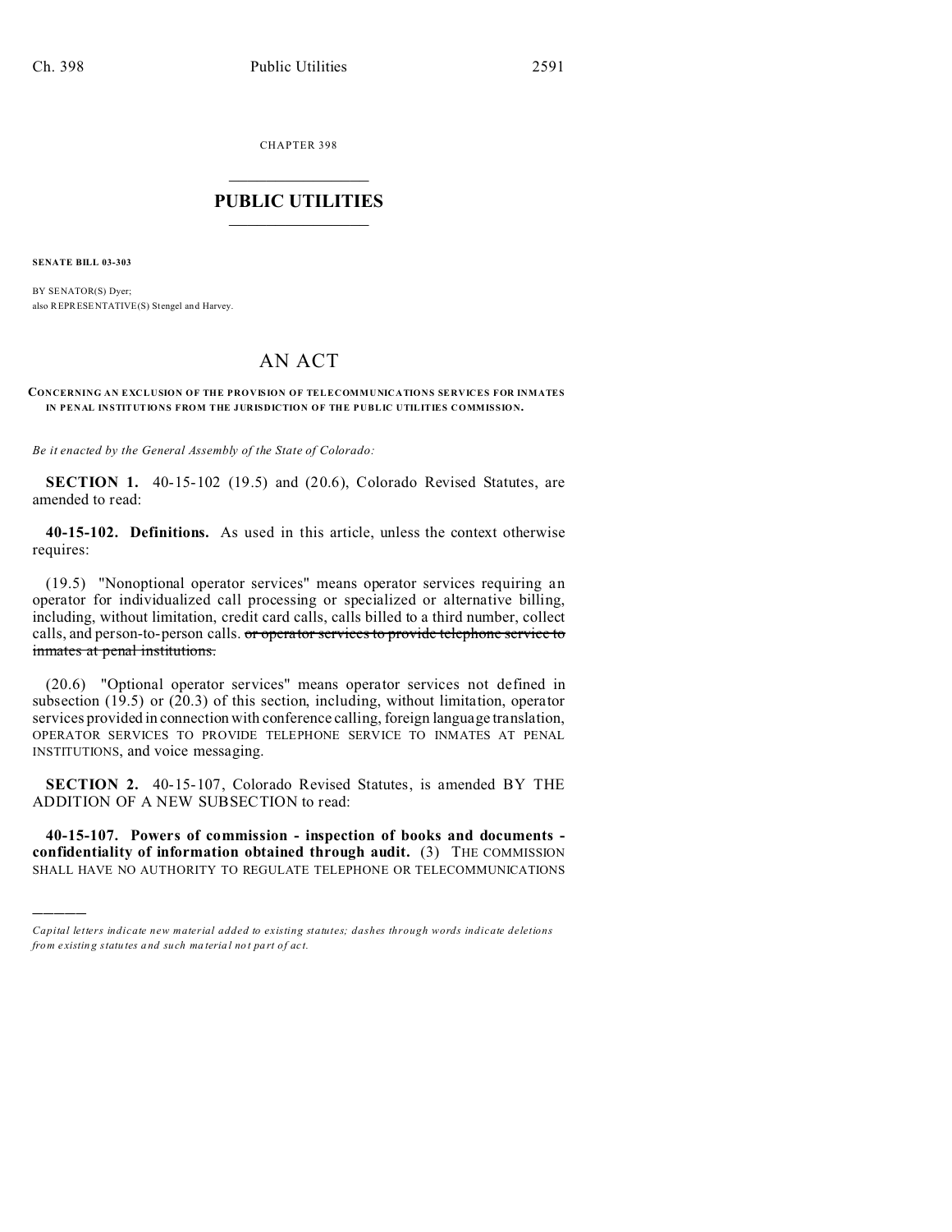CHAPTER 398

# PUBLIC UTILITIES

**SENATE BILL 03-303**

BY SENATOR(S) Dyer;
also REPRESENTATIVE(S) Stengel and Harvey.

# AN ACT

**CONCERNING AN EXCLUSION OF THE PROVISION OF TELECOMMUNICATIONS SERVICES FOR INMATES IN PENAL INSTITUTIONS FROM THE JURISDICTION OF THE PUBLIC UTILITIES COMMISSION.**

*Be it enacted by the General Assembly of the State of Colorado:*

**SECTION 1.** 40-15-102 (19.5) and (20.6), Colorado Revised Statutes, are amended to read:

**40-15-102. Definitions.** As used in this article, unless the context otherwise requires:

(19.5) "Nonoptional operator services" means operator services requiring an operator for individualized call processing or specialized or alternative billing, including, without limitation, credit card calls, calls billed to a third number, collect calls, and person-to-person calls. ~~or operator services to provide telephone service to inmates at penal institutions.~~

(20.6) "Optional operator services" means operator services not defined in subsection (19.5) or (20.3) of this section, including, without limitation, operator services provided in connection with conference calling, foreign language translation, OPERATOR SERVICES TO PROVIDE TELEPHONE SERVICE TO INMATES AT PENAL INSTITUTIONS, and voice messaging.

**SECTION 2.** 40-15-107, Colorado Revised Statutes, is amended BY THE ADDITION OF A NEW SUBSECTION to read:

**40-15-107. Powers of commission - inspection of books and documents - confidentiality of information obtained through audit.** (3) THE COMMISSION SHALL HAVE NO AUTHORITY TO REGULATE TELEPHONE OR TELECOMMUNICATIONS

---

*Capital letters indicate new material added to existing statutes; dashes through words indicate deletions from existing statutes and such material not part of act.*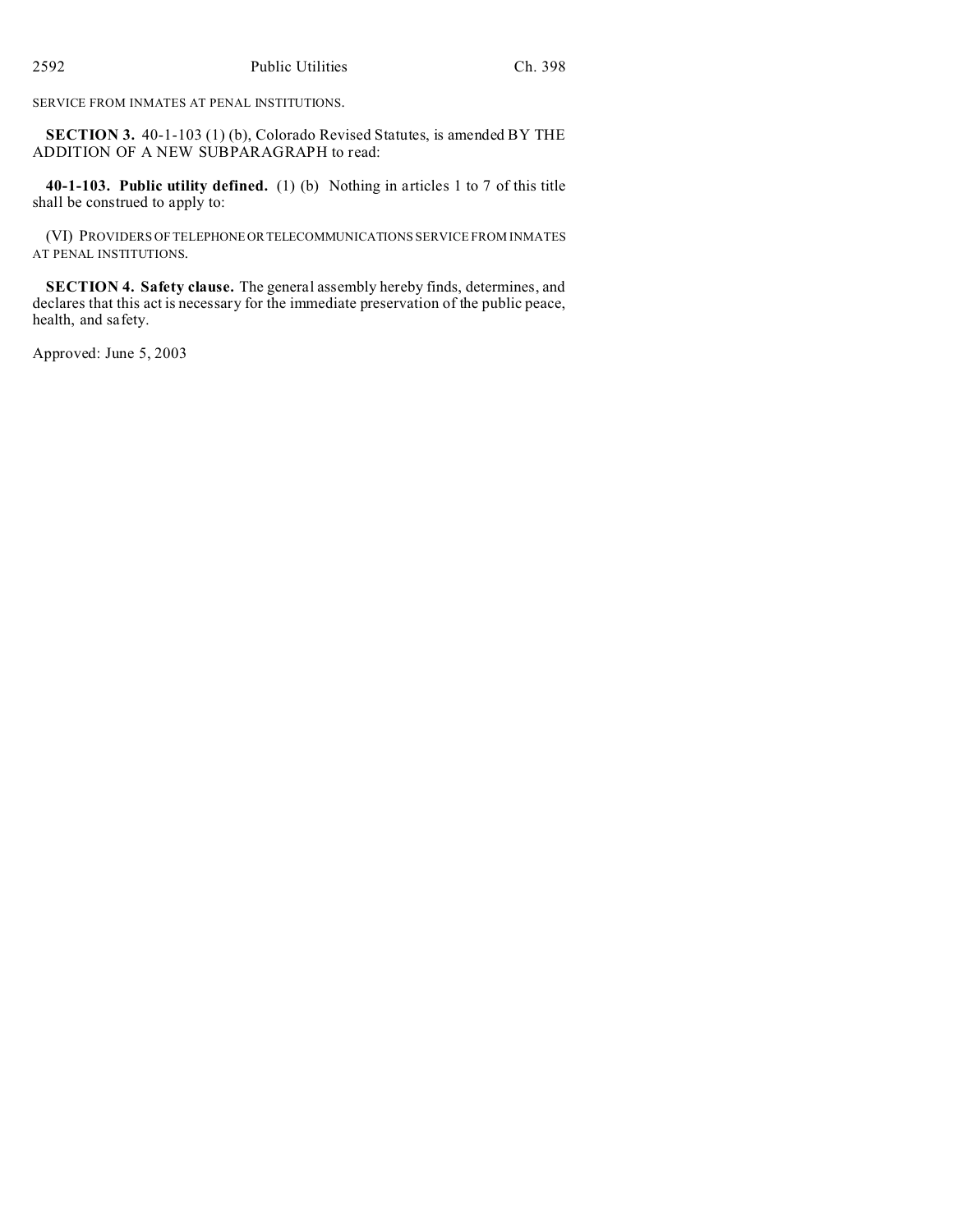SERVICE FROM INMATES AT PENAL INSTITUTIONS.

**SECTION 3.** 40-1-103 (1) (b), Colorado Revised Statutes, is amended BY THE ADDITION OF A NEW SUBPARAGRAPH to read:

**40-1-103. Public utility defined.** (1) (b) Nothing in articles 1 to 7 of this title shall be construed to apply to:

(VI) PROVIDERS OF TELEPHONE OR TELECOMMUNICATIONS SERVICE FROM INMATES AT PENAL INSTITUTIONS.

**SECTION 4. Safety clause.** The general assembly hereby finds, determines, and declares that this act is necessary for the immediate preservation of the public peace, health, and safety.

Approved: June 5, 2003